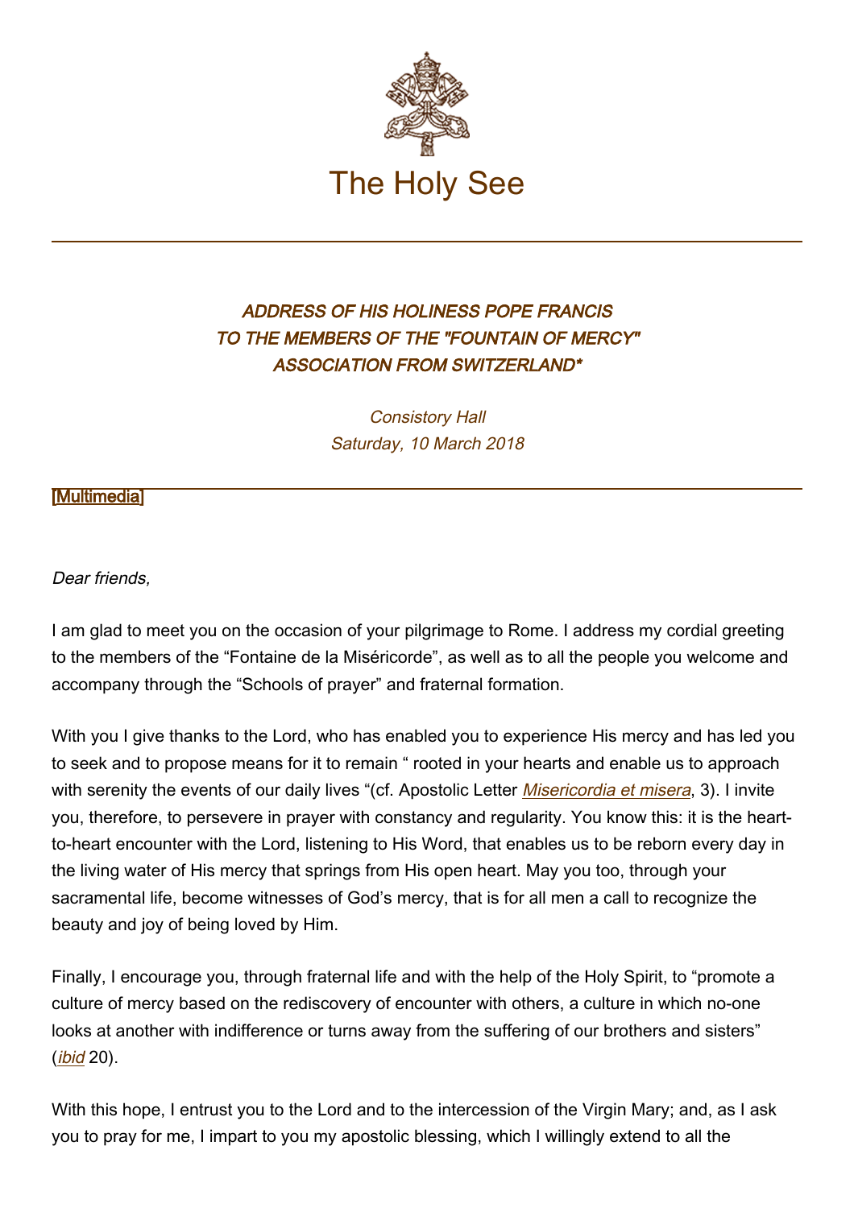# The Holy See

### *ADDRESS OF HIS HOLINESS POPE FRANCIS TO THE MEMBERS OF THE "FOUNTAIN OF MERCY" ASSOCIATION FROM SWITZERLAND**

*Consistory Hall*
*Saturday, 10 March 2018*

[Multimedia]

*Dear friends,*

I am glad to meet you on the occasion of your pilgrimage to Rome. I address my cordial greeting to the members of the "Fontaine de la Miséricorde", as well as to all the people you welcome and accompany through the "Schools of prayer" and fraternal formation.

With you I give thanks to the Lord, who has enabled you to experience His mercy and has led you to seek and to propose means for it to remain " rooted in your hearts and enable us to approach with serenity the events of our daily lives "(cf. Apostolic Letter *Misericordia et misera*, 3). I invite you, therefore, to persevere in prayer with constancy and regularity. You know this: it is the heart-to-heart encounter with the Lord, listening to His Word, that enables us to be reborn every day in the living water of His mercy that springs from His open heart. May you too, through your sacramental life, become witnesses of God's mercy, that is for all men a call to recognize the beauty and joy of being loved by Him.

Finally, I encourage you, through fraternal life and with the help of the Holy Spirit, to "promote a culture of mercy based on the rediscovery of encounter with others, a culture in which no-one looks at another with indifference or turns away from the suffering of our brothers and sisters" (*ibid* 20).

With this hope, I entrust you to the Lord and to the intercession of the Virgin Mary; and, as I ask you to pray for me, I impart to you my apostolic blessing, which I willingly extend to all the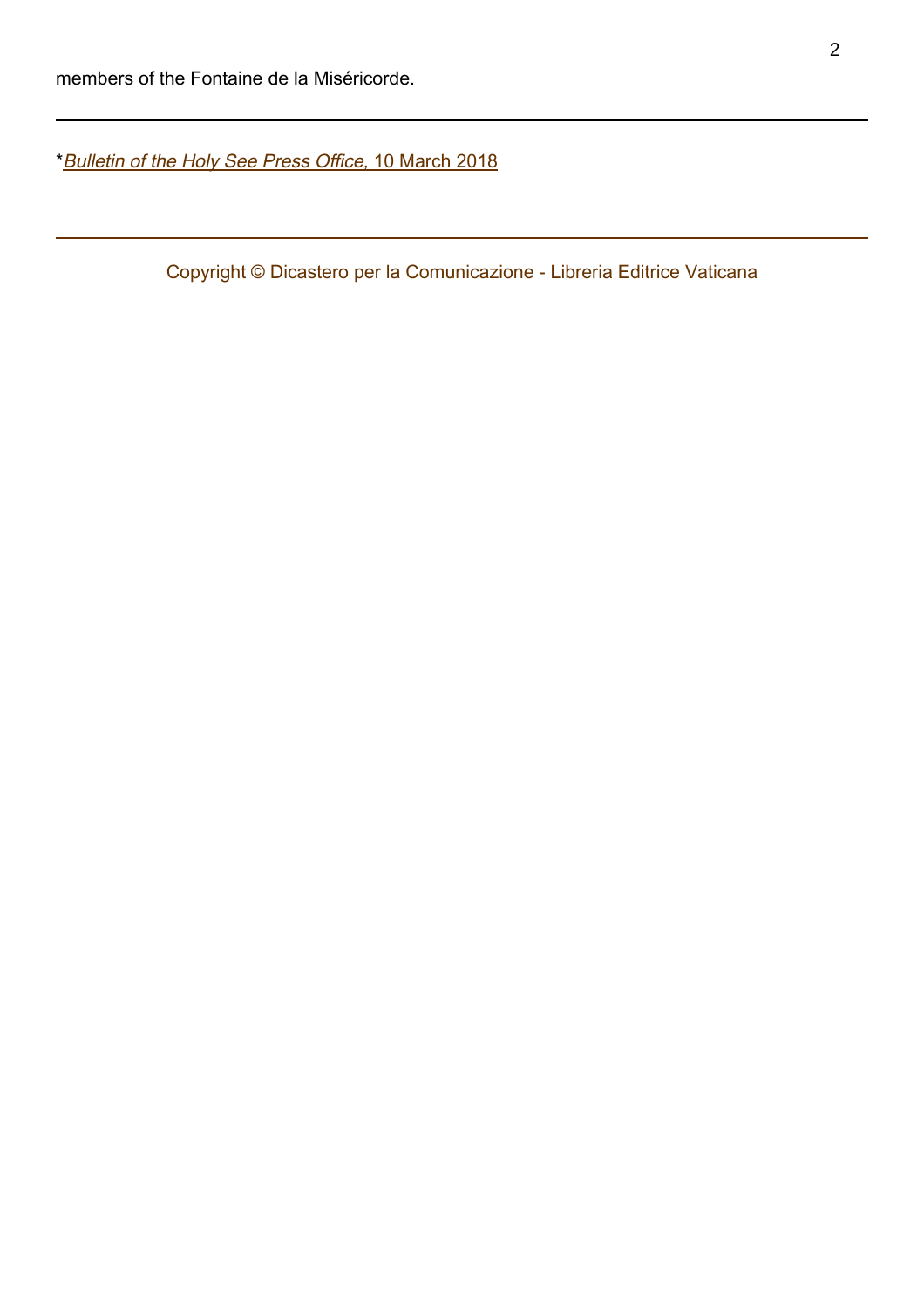members of the Fontaine de la Miséricorde.

---

*[*Bulletin of the Holy See Press Office*, 10 March 2018]

---

Copyright © Dicastero per la Comunicazione - Libreria Editrice Vaticana